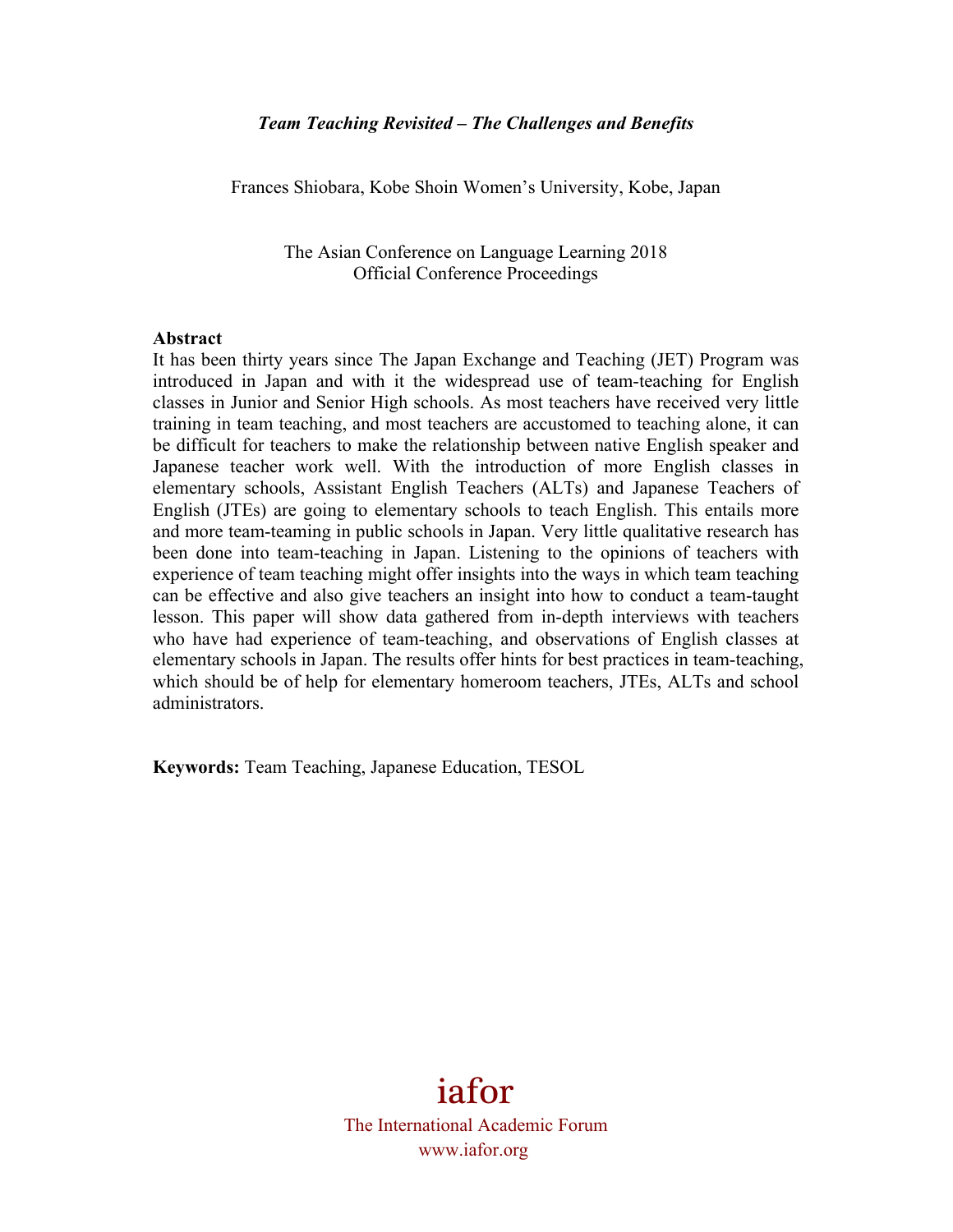***Team Teaching Revisited – The Challenges and Benefits***

Frances Shiobara, Kobe Shoin Women's University, Kobe, Japan

The Asian Conference on Language Learning 2018
Official Conference Proceedings

**Abstract**

It has been thirty years since The Japan Exchange and Teaching (JET) Program was introduced in Japan and with it the widespread use of team-teaching for English classes in Junior and Senior High schools. As most teachers have received very little training in team teaching, and most teachers are accustomed to teaching alone, it can be difficult for teachers to make the relationship between native English speaker and Japanese teacher work well. With the introduction of more English classes in elementary schools, Assistant English Teachers (ALTs) and Japanese Teachers of English (JTEs) are going to elementary schools to teach English. This entails more and more team-teaming in public schools in Japan. Very little qualitative research has been done into team-teaching in Japan. Listening to the opinions of teachers with experience of team teaching might offer insights into the ways in which team teaching can be effective and also give teachers an insight into how to conduct a team-taught lesson. This paper will show data gathered from in-depth interviews with teachers who have had experience of team-teaching, and observations of English classes at elementary schools in Japan. The results offer hints for best practices in team-teaching, which should be of help for elementary homeroom teachers, JTEs, ALTs and school administrators.

**Keywords:** Team Teaching, Japanese Education, TESOL

iafor

The International Academic Forum
www.iafor.org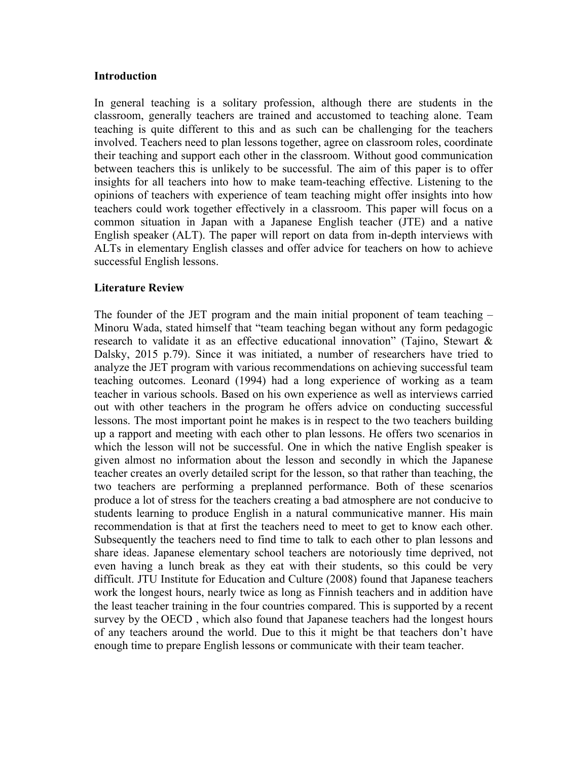**Introduction**

In general teaching is a solitary profession, although there are students in the classroom, generally teachers are trained and accustomed to teaching alone. Team teaching is quite different to this and as such can be challenging for the teachers involved. Teachers need to plan lessons together, agree on classroom roles, coordinate their teaching and support each other in the classroom. Without good communication between teachers this is unlikely to be successful. The aim of this paper is to offer insights for all teachers into how to make team-teaching effective. Listening to the opinions of teachers with experience of team teaching might offer insights into how teachers could work together effectively in a classroom. This paper will focus on a common situation in Japan with a Japanese English teacher (JTE) and a native English speaker (ALT). The paper will report on data from in-depth interviews with ALTs in elementary English classes and offer advice for teachers on how to achieve successful English lessons.

**Literature Review**

The founder of the JET program and the main initial proponent of team teaching – Minoru Wada, stated himself that "team teaching began without any form pedagogic research to validate it as an effective educational innovation" (Tajino, Stewart & Dalsky, 2015 p.79). Since it was initiated, a number of researchers have tried to analyze the JET program with various recommendations on achieving successful team teaching outcomes. Leonard (1994) had a long experience of working as a team teacher in various schools. Based on his own experience as well as interviews carried out with other teachers in the program he offers advice on conducting successful lessons. The most important point he makes is in respect to the two teachers building up a rapport and meeting with each other to plan lessons. He offers two scenarios in which the lesson will not be successful. One in which the native English speaker is given almost no information about the lesson and secondly in which the Japanese teacher creates an overly detailed script for the lesson, so that rather than teaching, the two teachers are performing a preplanned performance. Both of these scenarios produce a lot of stress for the teachers creating a bad atmosphere are not conducive to students learning to produce English in a natural communicative manner. His main recommendation is that at first the teachers need to meet to get to know each other. Subsequently the teachers need to find time to talk to each other to plan lessons and share ideas. Japanese elementary school teachers are notoriously time deprived, not even having a lunch break as they eat with their students, so this could be very difficult. JTU Institute for Education and Culture (2008) found that Japanese teachers work the longest hours, nearly twice as long as Finnish teachers and in addition have the least teacher training in the four countries compared. This is supported by a recent survey by the OECD , which also found that Japanese teachers had the longest hours of any teachers around the world. Due to this it might be that teachers don't have enough time to prepare English lessons or communicate with their team teacher.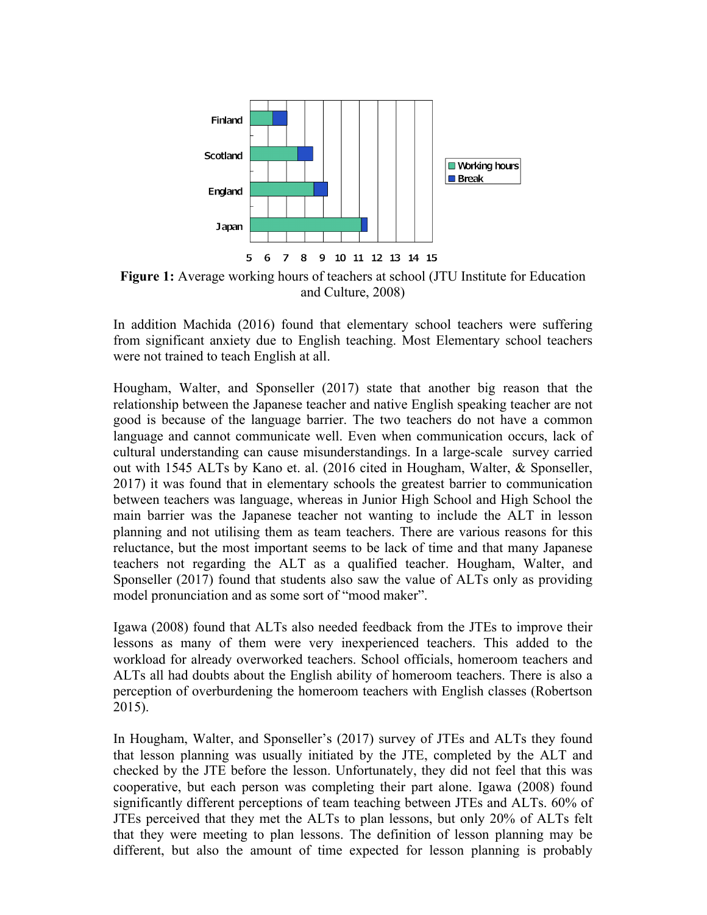**Figure 1:** Average working hours of teachers at school (JTU Institute for Education and Culture, 2008)

In addition Machida (2016) found that elementary school teachers were suffering from significant anxiety due to English teaching. Most Elementary school teachers were not trained to teach English at all.

Hougham, Walter, and Sponseller (2017) state that another big reason that the relationship between the Japanese teacher and native English speaking teacher are not good is because of the language barrier. The two teachers do not have a common language and cannot communicate well. Even when communication occurs, lack of cultural understanding can cause misunderstandings. In a large-scale survey carried out with 1545 ALTs by Kano et. al. (2016 cited in Hougham, Walter, & Sponseller, 2017) it was found that in elementary schools the greatest barrier to communication between teachers was language, whereas in Junior High School and High School the main barrier was the Japanese teacher not wanting to include the ALT in lesson planning and not utilising them as team teachers. There are various reasons for this reluctance, but the most important seems to be lack of time and that many Japanese teachers not regarding the ALT as a qualified teacher. Hougham, Walter, and Sponseller (2017) found that students also saw the value of ALTs only as providing model pronunciation and as some sort of "mood maker".

Igawa (2008) found that ALTs also needed feedback from the JTEs to improve their lessons as many of them were very inexperienced teachers. This added to the workload for already overworked teachers. School officials, homeroom teachers and ALTs all had doubts about the English ability of homeroom teachers. There is also a perception of overburdening the homeroom teachers with English classes (Robertson 2015).

In Hougham, Walter, and Sponseller's (2017) survey of JTEs and ALTs they found that lesson planning was usually initiated by the JTE, completed by the ALT and checked by the JTE before the lesson. Unfortunately, they did not feel that this was cooperative, but each person was completing their part alone. Igawa (2008) found significantly different perceptions of team teaching between JTEs and ALTs. 60% of JTEs perceived that they met the ALTs to plan lessons, but only 20% of ALTs felt that they were meeting to plan lessons. The definition of lesson planning may be different, but also the amount of time expected for lesson planning is probably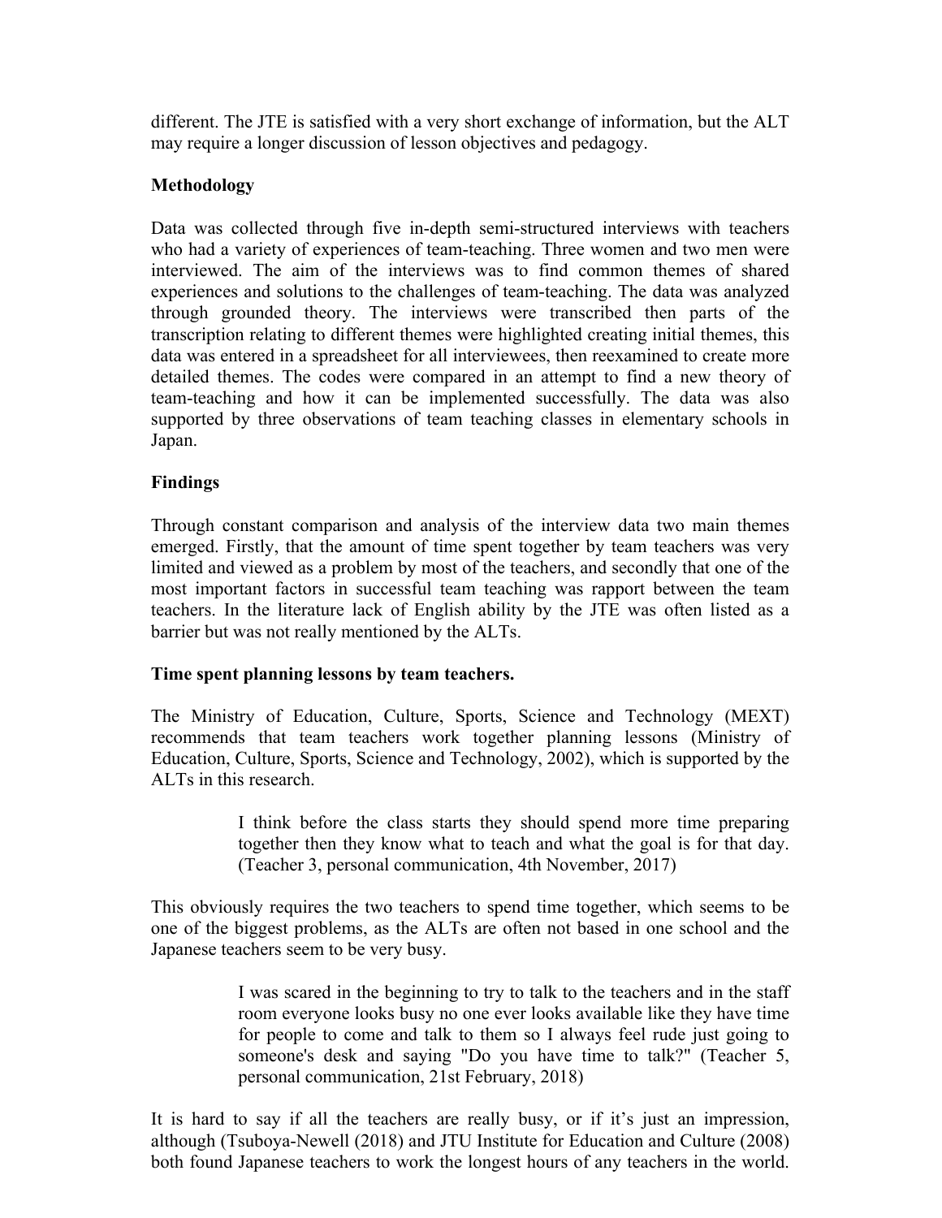different. The JTE is satisfied with a very short exchange of information, but the ALT may require a longer discussion of lesson objectives and pedagogy.

**Methodology**

Data was collected through five in-depth semi-structured interviews with teachers who had a variety of experiences of team-teaching. Three women and two men were interviewed. The aim of the interviews was to find common themes of shared experiences and solutions to the challenges of team-teaching. The data was analyzed through grounded theory. The interviews were transcribed then parts of the transcription relating to different themes were highlighted creating initial themes, this data was entered in a spreadsheet for all interviewees, then reexamined to create more detailed themes. The codes were compared in an attempt to find a new theory of team-teaching and how it can be implemented successfully. The data was also supported by three observations of team teaching classes in elementary schools in Japan.

**Findings**

Through constant comparison and analysis of the interview data two main themes emerged. Firstly, that the amount of time spent together by team teachers was very limited and viewed as a problem by most of the teachers, and secondly that one of the most important factors in successful team teaching was rapport between the team teachers. In the literature lack of English ability by the JTE was often listed as a barrier but was not really mentioned by the ALTs.

**Time spent planning lessons by team teachers.**

The Ministry of Education, Culture, Sports, Science and Technology (MEXT) recommends that team teachers work together planning lessons (Ministry of Education, Culture, Sports, Science and Technology, 2002), which is supported by the ALTs in this research.

> I think before the class starts they should spend more time preparing together then they know what to teach and what the goal is for that day. (Teacher 3, personal communication, 4th November, 2017)

This obviously requires the two teachers to spend time together, which seems to be one of the biggest problems, as the ALTs are often not based in one school and the Japanese teachers seem to be very busy.

> I was scared in the beginning to try to talk to the teachers and in the staff room everyone looks busy no one ever looks available like they have time for people to come and talk to them so I always feel rude just going to someone's desk and saying "Do you have time to talk?" (Teacher 5, personal communication, 21st February, 2018)

It is hard to say if all the teachers are really busy, or if it's just an impression, although (Tsuboya-Newell (2018) and JTU Institute for Education and Culture (2008) both found Japanese teachers to work the longest hours of any teachers in the world.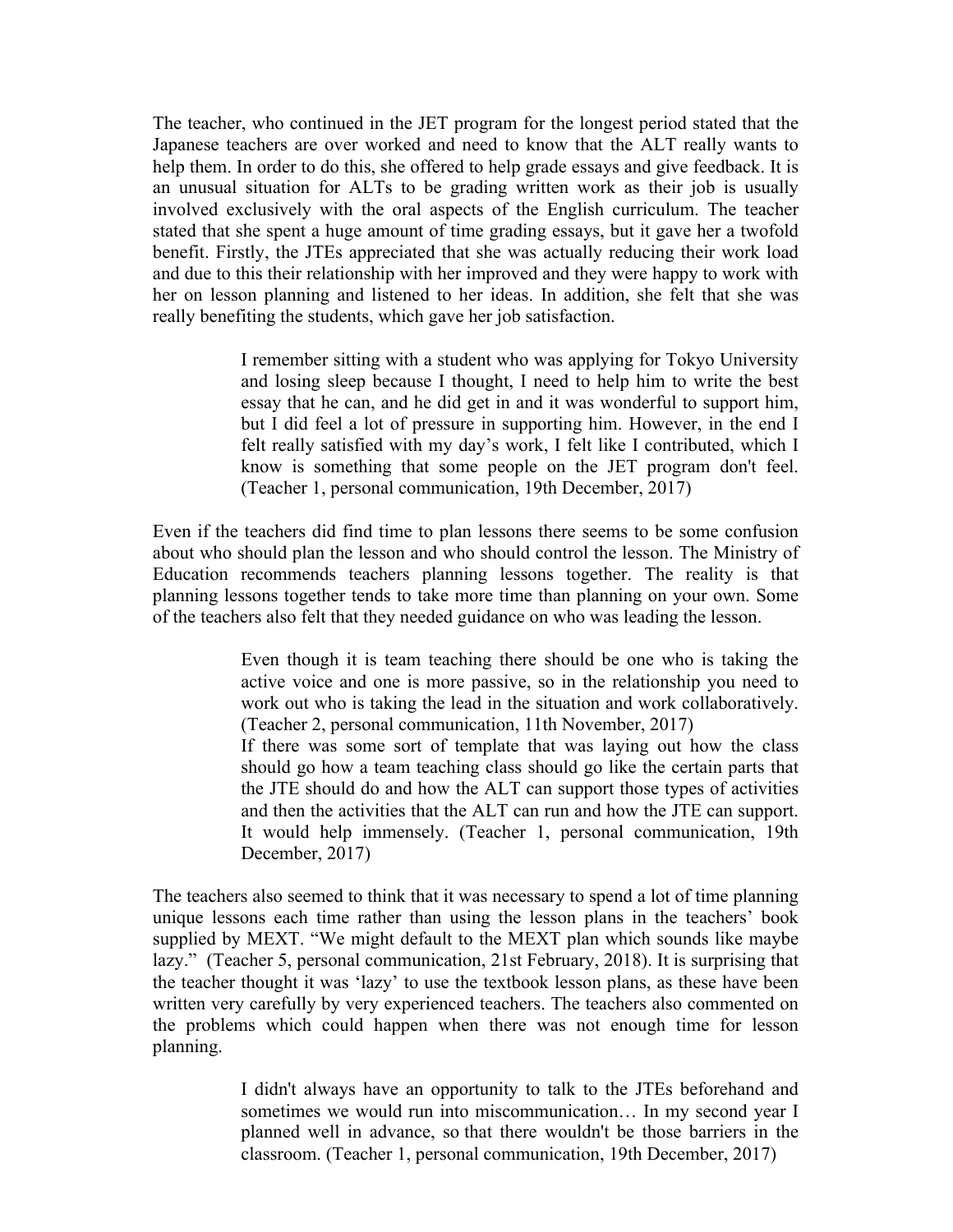The teacher, who continued in the JET program for the longest period stated that the Japanese teachers are over worked and need to know that the ALT really wants to help them. In order to do this, she offered to help grade essays and give feedback. It is an unusual situation for ALTs to be grading written work as their job is usually involved exclusively with the oral aspects of the English curriculum. The teacher stated that she spent a huge amount of time grading essays, but it gave her a twofold benefit. Firstly, the JTEs appreciated that she was actually reducing their work load and due to this their relationship with her improved and they were happy to work with her on lesson planning and listened to her ideas. In addition, she felt that she was really benefiting the students, which gave her job satisfaction.

> I remember sitting with a student who was applying for Tokyo University and losing sleep because I thought, I need to help him to write the best essay that he can, and he did get in and it was wonderful to support him, but I did feel a lot of pressure in supporting him. However, in the end I felt really satisfied with my day's work, I felt like I contributed, which I know is something that some people on the JET program don't feel. (Teacher 1, personal communication, 19th December, 2017)

Even if the teachers did find time to plan lessons there seems to be some confusion about who should plan the lesson and who should control the lesson. The Ministry of Education recommends teachers planning lessons together. The reality is that planning lessons together tends to take more time than planning on your own. Some of the teachers also felt that they needed guidance on who was leading the lesson.

> Even though it is team teaching there should be one who is taking the active voice and one is more passive, so in the relationship you need to work out who is taking the lead in the situation and work collaboratively. (Teacher 2, personal communication, 11th November, 2017)
>
> If there was some sort of template that was laying out how the class should go how a team teaching class should go like the certain parts that the JTE should do and how the ALT can support those types of activities and then the activities that the ALT can run and how the JTE can support. It would help immensely. (Teacher 1, personal communication, 19th December, 2017)

The teachers also seemed to think that it was necessary to spend a lot of time planning unique lessons each time rather than using the lesson plans in the teachers' book supplied by MEXT. "We might default to the MEXT plan which sounds like maybe lazy." (Teacher 5, personal communication, 21st February, 2018). It is surprising that the teacher thought it was 'lazy' to use the textbook lesson plans, as these have been written very carefully by very experienced teachers. The teachers also commented on the problems which could happen when there was not enough time for lesson planning.

> I didn't always have an opportunity to talk to the JTEs beforehand and sometimes we would run into miscommunication… In my second year I planned well in advance, so that there wouldn't be those barriers in the classroom. (Teacher 1, personal communication, 19th December, 2017)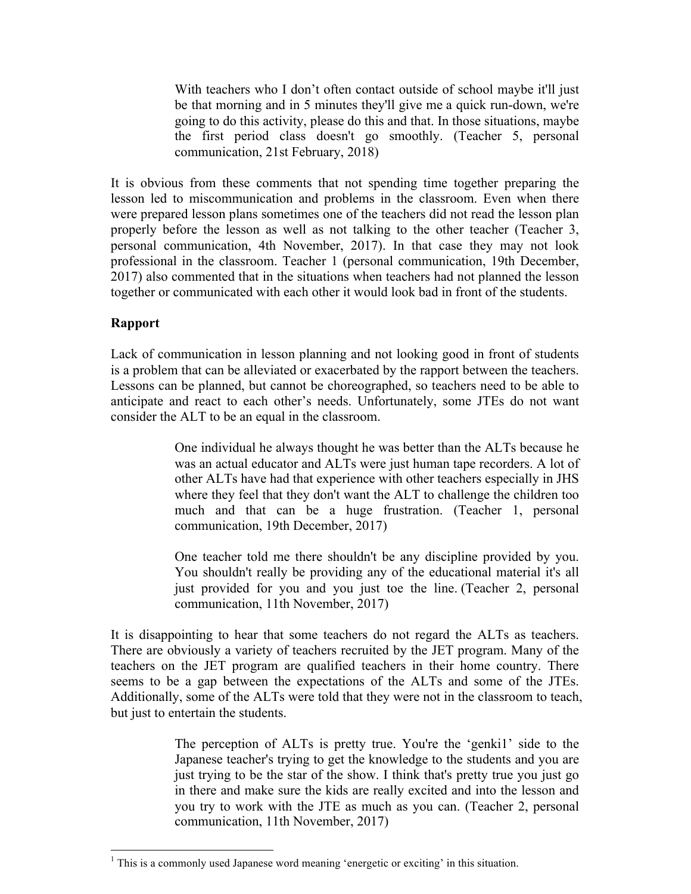> With teachers who I don't often contact outside of school maybe it'll just be that morning and in 5 minutes they'll give me a quick run-down, we're going to do this activity, please do this and that. In those situations, maybe the first period class doesn't go smoothly. (Teacher 5, personal communication, 21st February, 2018)

It is obvious from these comments that not spending time together preparing the lesson led to miscommunication and problems in the classroom. Even when there were prepared lesson plans sometimes one of the teachers did not read the lesson plan properly before the lesson as well as not talking to the other teacher (Teacher 3, personal communication, 4th November, 2017). In that case they may not look professional in the classroom. Teacher 1 (personal communication, 19th December, 2017) also commented that in the situations when teachers had not planned the lesson together or communicated with each other it would look bad in front of the students.

**Rapport**

Lack of communication in lesson planning and not looking good in front of students is a problem that can be alleviated or exacerbated by the rapport between the teachers. Lessons can be planned, but cannot be choreographed, so teachers need to be able to anticipate and react to each other's needs. Unfortunately, some JTEs do not want consider the ALT to be an equal in the classroom.

> One individual he always thought he was better than the ALTs because he was an actual educator and ALTs were just human tape recorders. A lot of other ALTs have had that experience with other teachers especially in JHS where they feel that they don't want the ALT to challenge the children too much and that can be a huge frustration. (Teacher 1, personal communication, 19th December, 2017)

> One teacher told me there shouldn't be any discipline provided by you. You shouldn't really be providing any of the educational material it's all just provided for you and you just toe the line. (Teacher 2, personal communication, 11th November, 2017)

It is disappointing to hear that some teachers do not regard the ALTs as teachers. There are obviously a variety of teachers recruited by the JET program. Many of the teachers on the JET program are qualified teachers in their home country. There seems to be a gap between the expectations of the ALTs and some of the JTEs. Additionally, some of the ALTs were told that they were not in the classroom to teach, but just to entertain the students.

> The perception of ALTs is pretty true. You're the 'genki[1]' side to the Japanese teacher's trying to get the knowledge to the students and you are just trying to be the star of the show. I think that's pretty true you just go in there and make sure the kids are really excited and into the lesson and you try to work with the JTE as much as you can. (Teacher 2, personal communication, 11th November, 2017)

[1] This is a commonly used Japanese word meaning 'energetic or exciting' in this situation.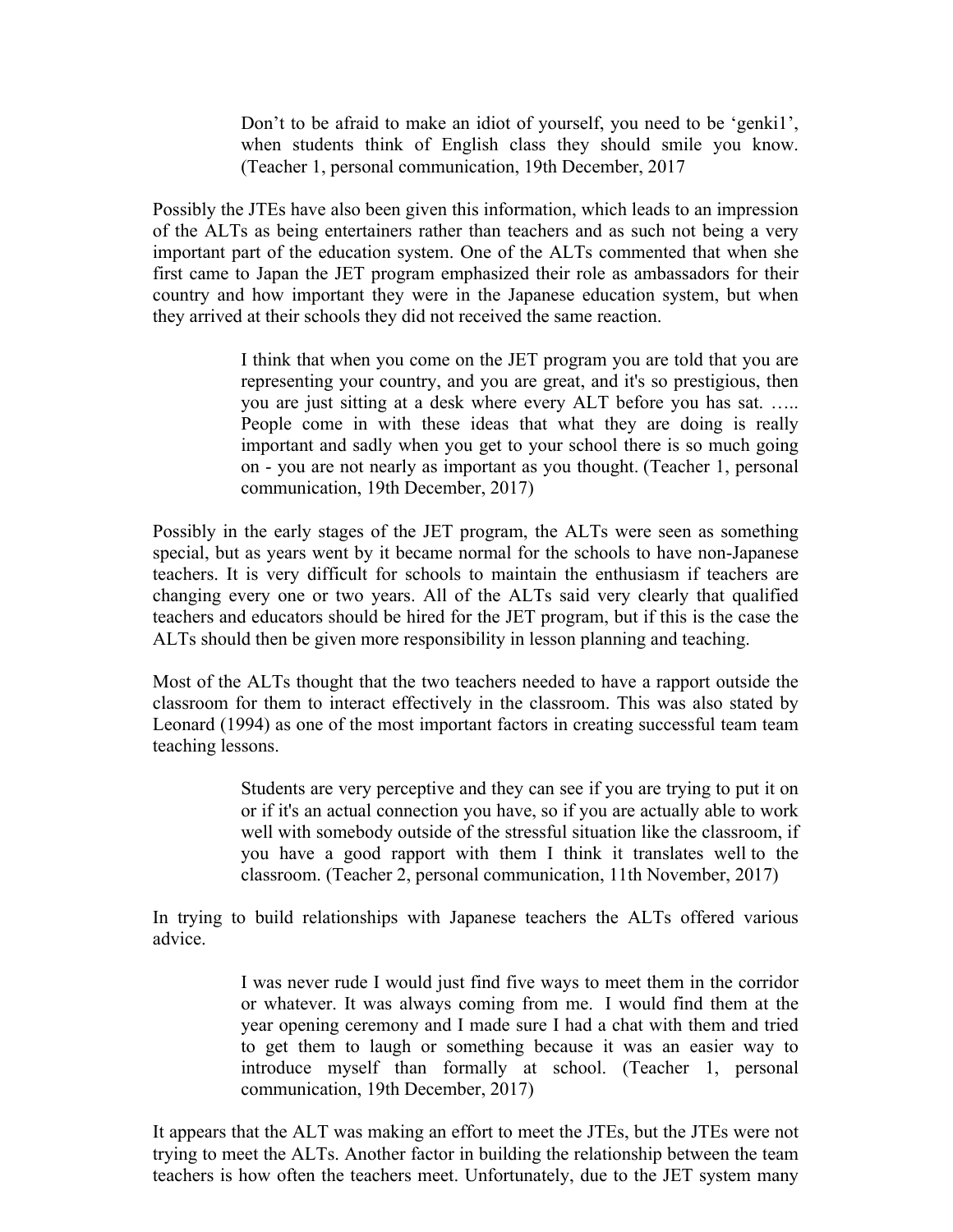> Don't to be afraid to make an idiot of yourself, you need to be 'genki1', when students think of English class they should smile you know. (Teacher 1, personal communication, 19th December, 2017

Possibly the JTEs have also been given this information, which leads to an impression of the ALTs as being entertainers rather than teachers and as such not being a very important part of the education system. One of the ALTs commented that when she first came to Japan the JET program emphasized their role as ambassadors for their country and how important they were in the Japanese education system, but when they arrived at their schools they did not received the same reaction.

> I think that when you come on the JET program you are told that you are representing your country, and you are great, and it's so prestigious, then you are just sitting at a desk where every ALT before you has sat. ….. People come in with these ideas that what they are doing is really important and sadly when you get to your school there is so much going on - you are not nearly as important as you thought. (Teacher 1, personal communication, 19th December, 2017)

Possibly in the early stages of the JET program, the ALTs were seen as something special, but as years went by it became normal for the schools to have non-Japanese teachers. It is very difficult for schools to maintain the enthusiasm if teachers are changing every one or two years. All of the ALTs said very clearly that qualified teachers and educators should be hired for the JET program, but if this is the case the ALTs should then be given more responsibility in lesson planning and teaching.

Most of the ALTs thought that the two teachers needed to have a rapport outside the classroom for them to interact effectively in the classroom. This was also stated by Leonard (1994) as one of the most important factors in creating successful team team teaching lessons.

> Students are very perceptive and they can see if you are trying to put it on or if it's an actual connection you have, so if you are actually able to work well with somebody outside of the stressful situation like the classroom, if you have a good rapport with them I think it translates well to the classroom. (Teacher 2, personal communication, 11th November, 2017)

In trying to build relationships with Japanese teachers the ALTs offered various advice.

> I was never rude I would just find five ways to meet them in the corridor or whatever. It was always coming from me. I would find them at the year opening ceremony and I made sure I had a chat with them and tried to get them to laugh or something because it was an easier way to introduce myself than formally at school. (Teacher 1, personal communication, 19th December, 2017)

It appears that the ALT was making an effort to meet the JTEs, but the JTEs were not trying to meet the ALTs. Another factor in building the relationship between the team teachers is how often the teachers meet. Unfortunately, due to the JET system many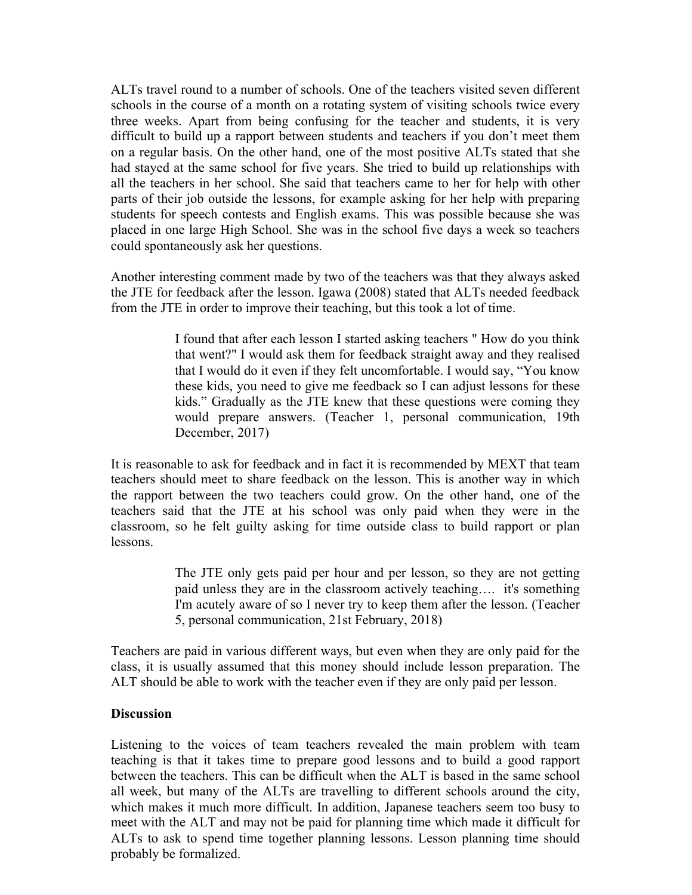ALTs travel round to a number of schools. One of the teachers visited seven different schools in the course of a month on a rotating system of visiting schools twice every three weeks. Apart from being confusing for the teacher and students, it is very difficult to build up a rapport between students and teachers if you don't meet them on a regular basis. On the other hand, one of the most positive ALTs stated that she had stayed at the same school for five years. She tried to build up relationships with all the teachers in her school. She said that teachers came to her for help with other parts of their job outside the lessons, for example asking for her help with preparing students for speech contests and English exams. This was possible because she was placed in one large High School. She was in the school five days a week so teachers could spontaneously ask her questions.

Another interesting comment made by two of the teachers was that they always asked the JTE for feedback after the lesson. Igawa (2008) stated that ALTs needed feedback from the JTE in order to improve their teaching, but this took a lot of time.

> I found that after each lesson I started asking teachers " How do you think that went?" I would ask them for feedback straight away and they realised that I would do it even if they felt uncomfortable. I would say, "You know these kids, you need to give me feedback so I can adjust lessons for these kids." Gradually as the JTE knew that these questions were coming they would prepare answers. (Teacher 1, personal communication, 19th December, 2017)

It is reasonable to ask for feedback and in fact it is recommended by MEXT that team teachers should meet to share feedback on the lesson. This is another way in which the rapport between the two teachers could grow. On the other hand, one of the teachers said that the JTE at his school was only paid when they were in the classroom, so he felt guilty asking for time outside class to build rapport or plan lessons.

> The JTE only gets paid per hour and per lesson, so they are not getting paid unless they are in the classroom actively teaching…. it's something I'm acutely aware of so I never try to keep them after the lesson. (Teacher 5, personal communication, 21st February, 2018)

Teachers are paid in various different ways, but even when they are only paid for the class, it is usually assumed that this money should include lesson preparation. The ALT should be able to work with the teacher even if they are only paid per lesson.

## Discussion

Listening to the voices of team teachers revealed the main problem with team teaching is that it takes time to prepare good lessons and to build a good rapport between the teachers. This can be difficult when the ALT is based in the same school all week, but many of the ALTs are travelling to different schools around the city, which makes it much more difficult. In addition, Japanese teachers seem too busy to meet with the ALT and may not be paid for planning time which made it difficult for ALTs to ask to spend time together planning lessons. Lesson planning time should probably be formalized.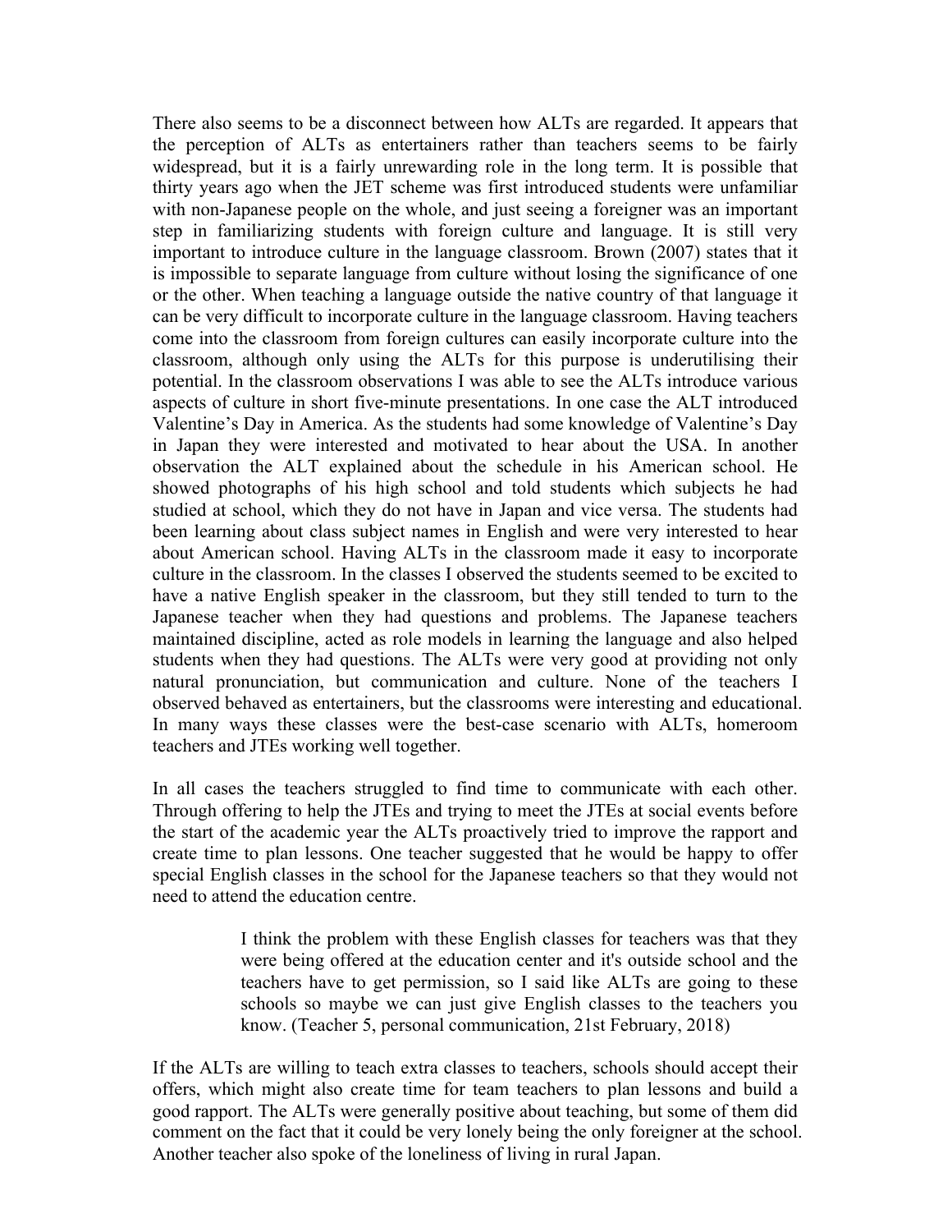There also seems to be a disconnect between how ALTs are regarded. It appears that the perception of ALTs as entertainers rather than teachers seems to be fairly widespread, but it is a fairly unrewarding role in the long term. It is possible that thirty years ago when the JET scheme was first introduced students were unfamiliar with non-Japanese people on the whole, and just seeing a foreigner was an important step in familiarizing students with foreign culture and language. It is still very important to introduce culture in the language classroom. Brown (2007) states that it is impossible to separate language from culture without losing the significance of one or the other. When teaching a language outside the native country of that language it can be very difficult to incorporate culture in the language classroom. Having teachers come into the classroom from foreign cultures can easily incorporate culture into the classroom, although only using the ALTs for this purpose is underutilising their potential. In the classroom observations I was able to see the ALTs introduce various aspects of culture in short five-minute presentations. In one case the ALT introduced Valentine's Day in America. As the students had some knowledge of Valentine's Day in Japan they were interested and motivated to hear about the USA. In another observation the ALT explained about the schedule in his American school. He showed photographs of his high school and told students which subjects he had studied at school, which they do not have in Japan and vice versa. The students had been learning about class subject names in English and were very interested to hear about American school. Having ALTs in the classroom made it easy to incorporate culture in the classroom. In the classes I observed the students seemed to be excited to have a native English speaker in the classroom, but they still tended to turn to the Japanese teacher when they had questions and problems. The Japanese teachers maintained discipline, acted as role models in learning the language and also helped students when they had questions. The ALTs were very good at providing not only natural pronunciation, but communication and culture. None of the teachers I observed behaved as entertainers, but the classrooms were interesting and educational. In many ways these classes were the best-case scenario with ALTs, homeroom teachers and JTEs working well together.

In all cases the teachers struggled to find time to communicate with each other. Through offering to help the JTEs and trying to meet the JTEs at social events before the start of the academic year the ALTs proactively tried to improve the rapport and create time to plan lessons. One teacher suggested that he would be happy to offer special English classes in the school for the Japanese teachers so that they would not need to attend the education centre.

> I think the problem with these English classes for teachers was that they were being offered at the education center and it's outside school and the teachers have to get permission, so I said like ALTs are going to these schools so maybe we can just give English classes to the teachers you know. (Teacher 5, personal communication, 21st February, 2018)

If the ALTs are willing to teach extra classes to teachers, schools should accept their offers, which might also create time for team teachers to plan lessons and build a good rapport. The ALTs were generally positive about teaching, but some of them did comment on the fact that it could be very lonely being the only foreigner at the school. Another teacher also spoke of the loneliness of living in rural Japan.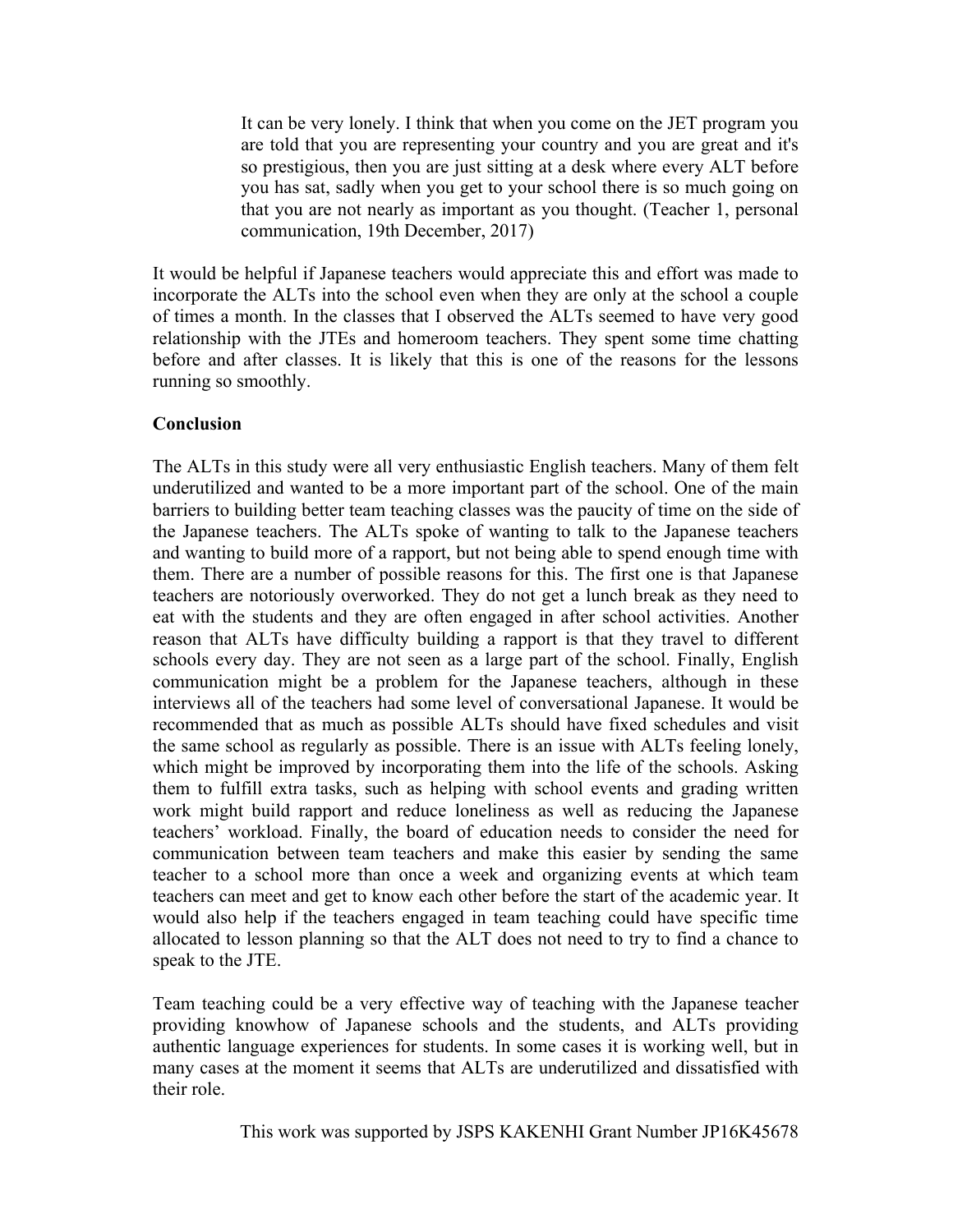> It can be very lonely. I think that when you come on the JET program you are told that you are representing your country and you are great and it's so prestigious, then you are just sitting at a desk where every ALT before you has sat, sadly when you get to your school there is so much going on that you are not nearly as important as you thought. (Teacher 1, personal communication, 19th December, 2017)

It would be helpful if Japanese teachers would appreciate this and effort was made to incorporate the ALTs into the school even when they are only at the school a couple of times a month. In the classes that I observed the ALTs seemed to have very good relationship with the JTEs and homeroom teachers. They spent some time chatting before and after classes. It is likely that this is one of the reasons for the lessons running so smoothly.

**Conclusion**

The ALTs in this study were all very enthusiastic English teachers. Many of them felt underutilized and wanted to be a more important part of the school. One of the main barriers to building better team teaching classes was the paucity of time on the side of the Japanese teachers. The ALTs spoke of wanting to talk to the Japanese teachers and wanting to build more of a rapport, but not being able to spend enough time with them. There are a number of possible reasons for this. The first one is that Japanese teachers are notoriously overworked. They do not get a lunch break as they need to eat with the students and they are often engaged in after school activities. Another reason that ALTs have difficulty building a rapport is that they travel to different schools every day. They are not seen as a large part of the school. Finally, English communication might be a problem for the Japanese teachers, although in these interviews all of the teachers had some level of conversational Japanese. It would be recommended that as much as possible ALTs should have fixed schedules and visit the same school as regularly as possible. There is an issue with ALTs feeling lonely, which might be improved by incorporating them into the life of the schools. Asking them to fulfill extra tasks, such as helping with school events and grading written work might build rapport and reduce loneliness as well as reducing the Japanese teachers' workload. Finally, the board of education needs to consider the need for communication between team teachers and make this easier by sending the same teacher to a school more than once a week and organizing events at which team teachers can meet and get to know each other before the start of the academic year. It would also help if the teachers engaged in team teaching could have specific time allocated to lesson planning so that the ALT does not need to try to find a chance to speak to the JTE.

Team teaching could be a very effective way of teaching with the Japanese teacher providing knowhow of Japanese schools and the students, and ALTs providing authentic language experiences for students. In some cases it is working well, but in many cases at the moment it seems that ALTs are underutilized and dissatisfied with their role.

This work was supported by JSPS KAKENHI Grant Number JP16K45678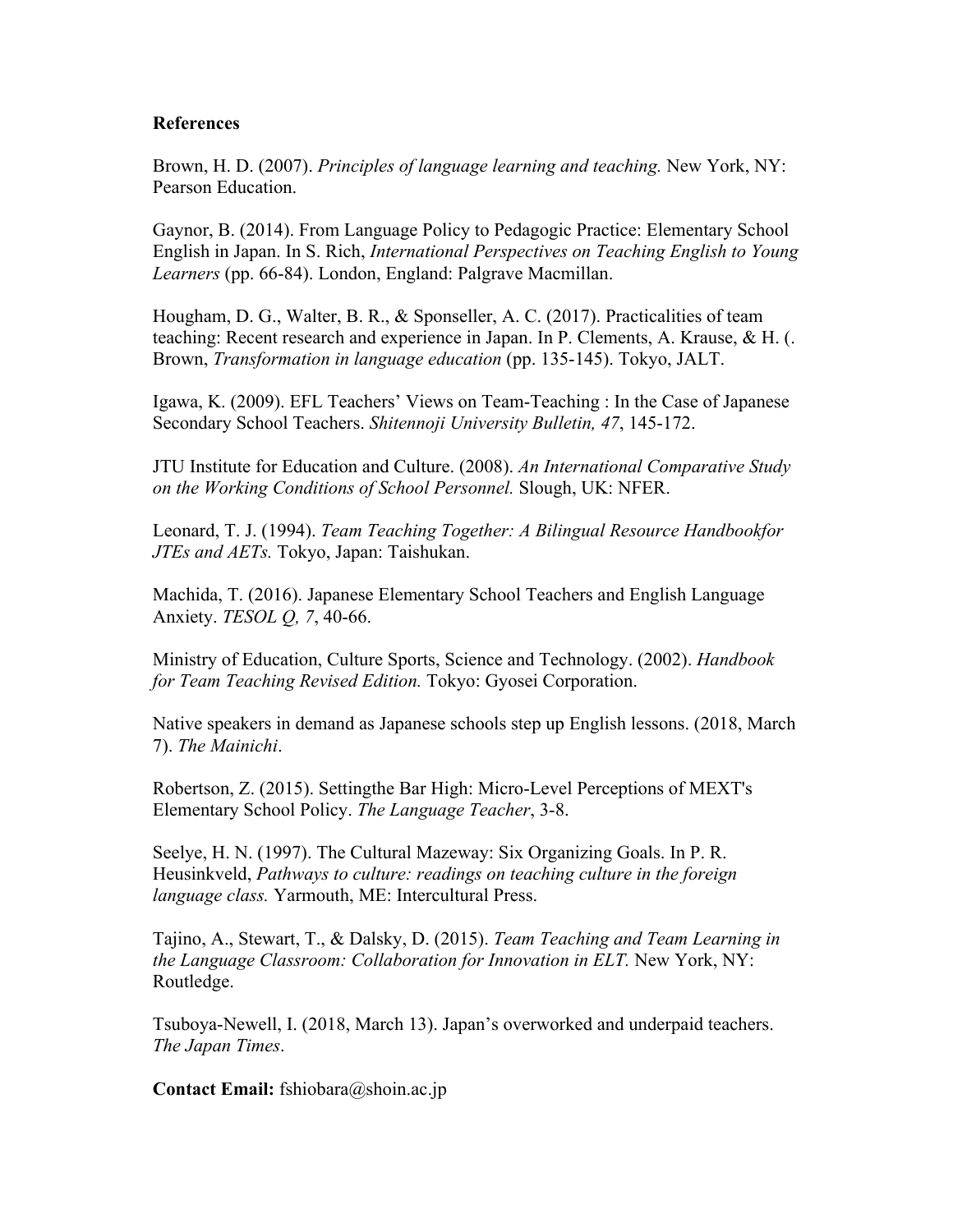**References**

Brown, H. D. (2007). *Principles of language learning and teaching.* New York, NY: Pearson Education.

Gaynor, B. (2014). From Language Policy to Pedagogic Practice: Elementary School English in Japan. In S. Rich, *International Perspectives on Teaching English to Young Learners* (pp. 66-84). London, England: Palgrave Macmillan.

Hougham, D. G., Walter, B. R., & Sponseller, A. C. (2017). Practicalities of team teaching: Recent research and experience in Japan. In P. Clements, A. Krause, & H. (. Brown, *Transformation in language education* (pp. 135-145). Tokyo, JALT.

Igawa, K. (2009). EFL Teachers' Views on Team-Teaching : In the Case of Japanese Secondary School Teachers. *Shitennoji University Bulletin, 47*, 145-172.

JTU Institute for Education and Culture. (2008). *An International Comparative Study on the Working Conditions of School Personnel.* Slough, UK: NFER.

Leonard, T. J. (1994). *Team Teaching Together: A Bilingual Resource Handbookfor JTEs and AETs.* Tokyo, Japan: Taishukan.

Machida, T. (2016). Japanese Elementary School Teachers and English Language Anxiety. *TESOL Q, 7*, 40-66.

Ministry of Education, Culture Sports, Science and Technology. (2002). *Handbook for Team Teaching Revised Edition.* Tokyo: Gyosei Corporation.

Native speakers in demand as Japanese schools step up English lessons. (2018, March 7). *The Mainichi*.

Robertson, Z. (2015). Settingthe Bar High: Micro-Level Perceptions of MEXT's Elementary School Policy. *The Language Teacher*, 3-8.

Seelye, H. N. (1997). The Cultural Mazeway: Six Organizing Goals. In P. R. Heusinkveld, *Pathways to culture: readings on teaching culture in the foreign language class.* Yarmouth, ME: Intercultural Press.

Tajino, A., Stewart, T., & Dalsky, D. (2015). *Team Teaching and Team Learning in the Language Classroom: Collaboration for Innovation in ELT.* New York, NY: Routledge.

Tsuboya-Newell, I. (2018, March 13). Japan's overworked and underpaid teachers. *The Japan Times*.

**Contact Email:** fshiobara@shoin.ac.jp